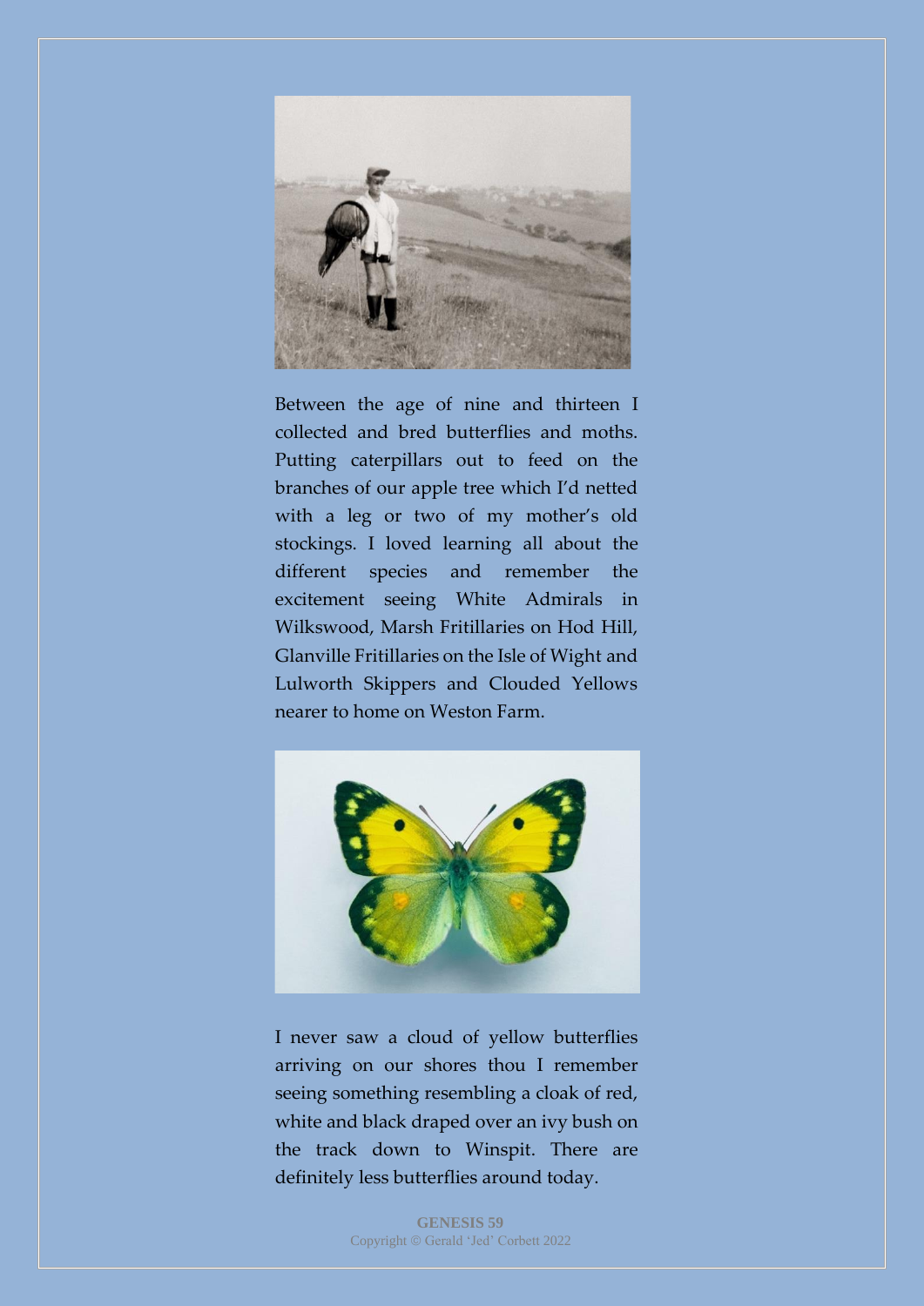Between the age of nine and thirteen I collected and bred butterflies and moths. Putting caterpillars out to feed on the branches of our apple tree which I'd netted with a leg or two of my mother's old stockings. I loved learning all about the different species and remember the excitement seeing White Admirals in Wilkswood, Marsh Fritillaries on Hod Hill, Glanville Fritillaries on the Isle of Wight and Lulworth Skippers and Clouded Yellows nearer to home on Weston Farm.

I never saw a cloud of yellow butterflies arriving on our shores thou I remember seeing something resembling a cloak of red, white and black draped over an ivy bush on the track down to Winspit. There are definitely less butterflies around today.

**GENESIS 59**
Copyright © Gerald 'Jed' Corbett 2022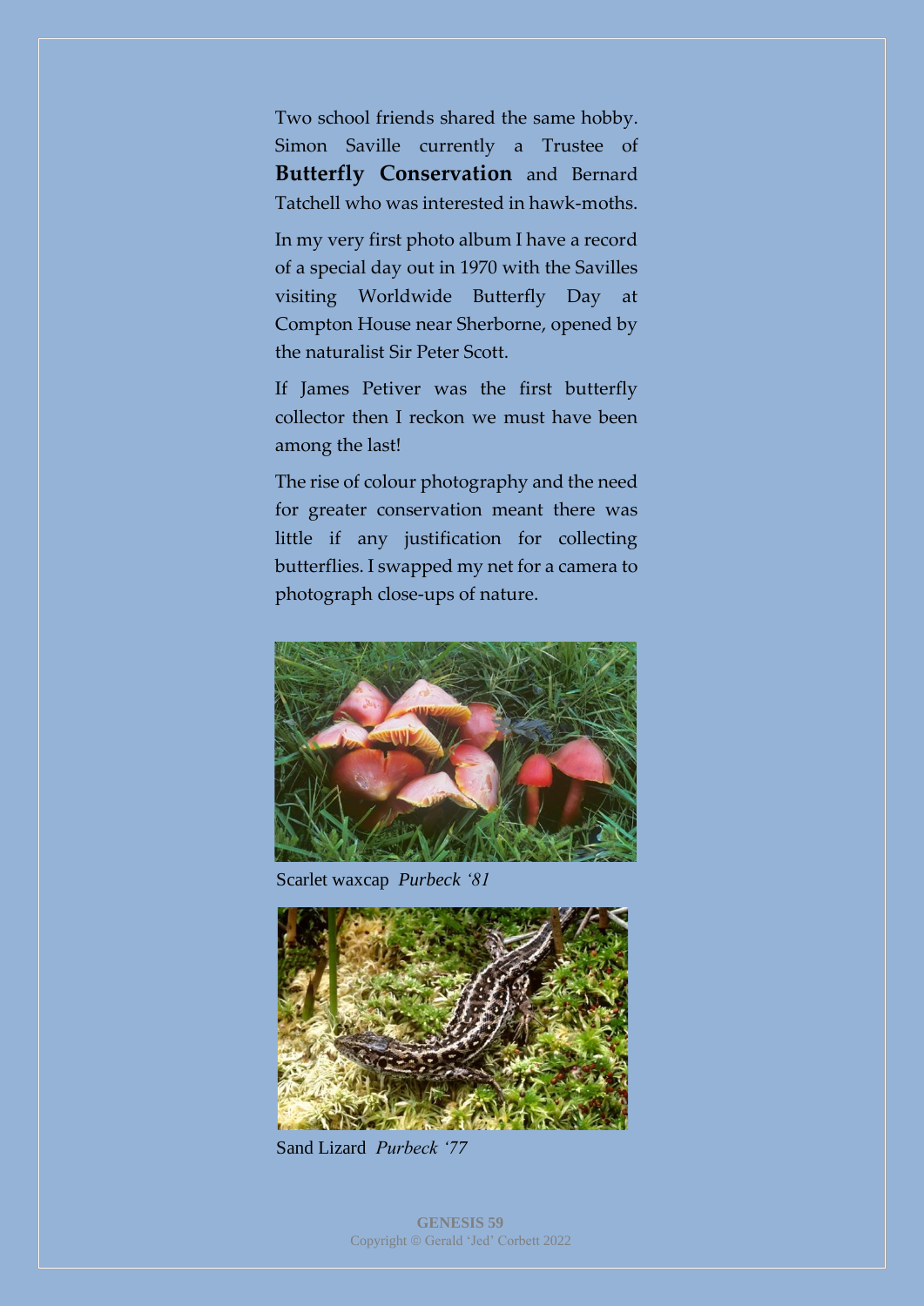Two school friends shared the same hobby. Simon Saville currently a Trustee of **Butterfly Conservation** and Bernard Tatchell who was interested in hawk-moths.

In my very first photo album I have a record of a special day out in 1970 with the Savilles visiting Worldwide Butterfly Day at Compton House near Sherborne, opened by the naturalist Sir Peter Scott.

If James Petiver was the first butterfly collector then I reckon we must have been among the last!

The rise of colour photography and the need for greater conservation meant there was little if any justification for collecting butterflies. I swapped my net for a camera to photograph close-ups of nature.

Scarlet waxcap *Purbeck '81*

Sand Lizard *Purbeck '77*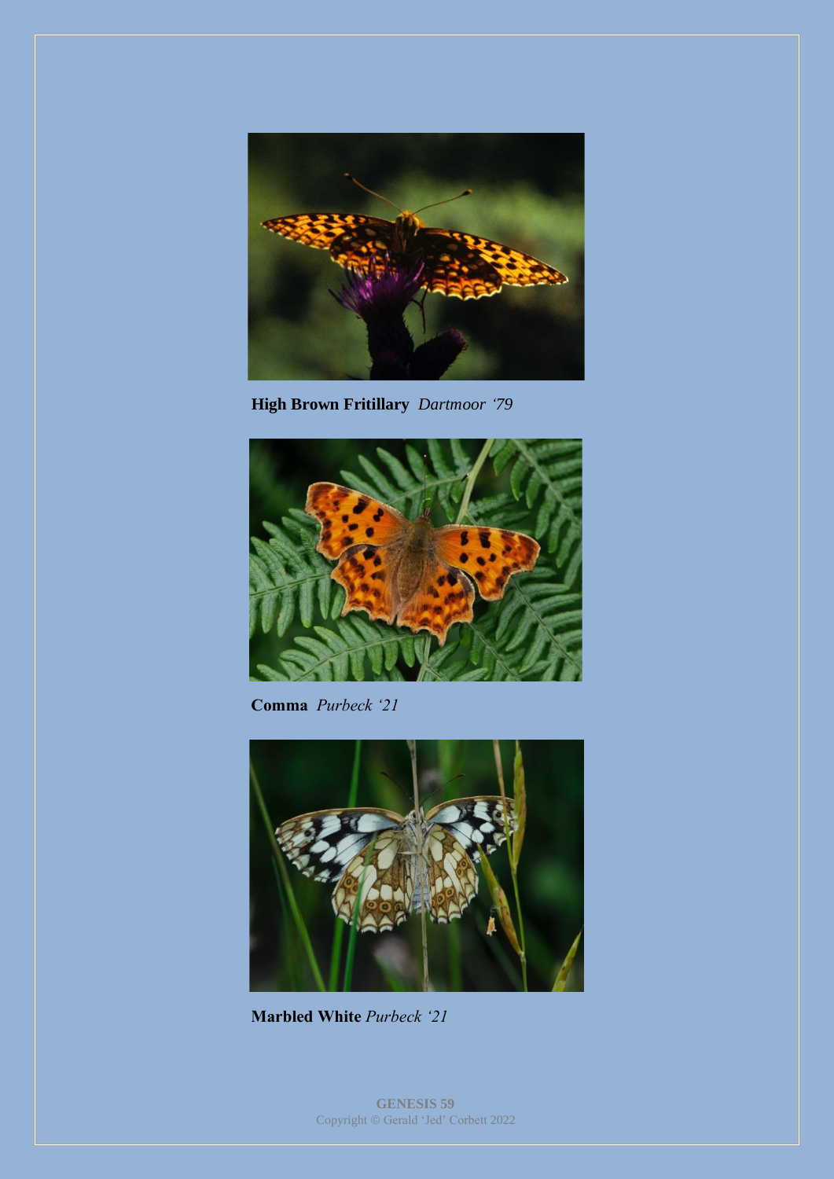**High Brown Fritillary** *Dartmoor '79*

**Comma** *Purbeck '21*

**Marbled White** *Purbeck '21*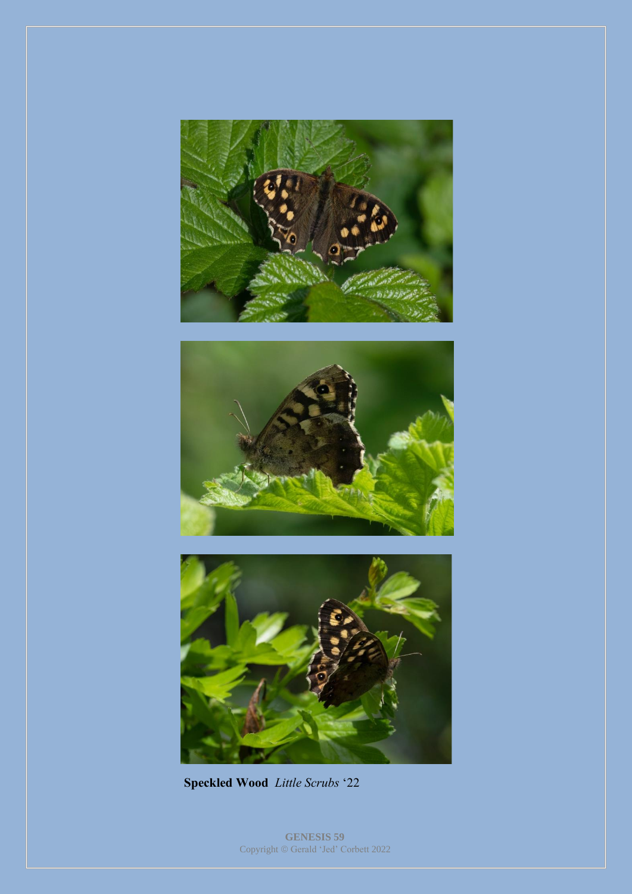**Speckled Wood** *Little Scrubs* '22